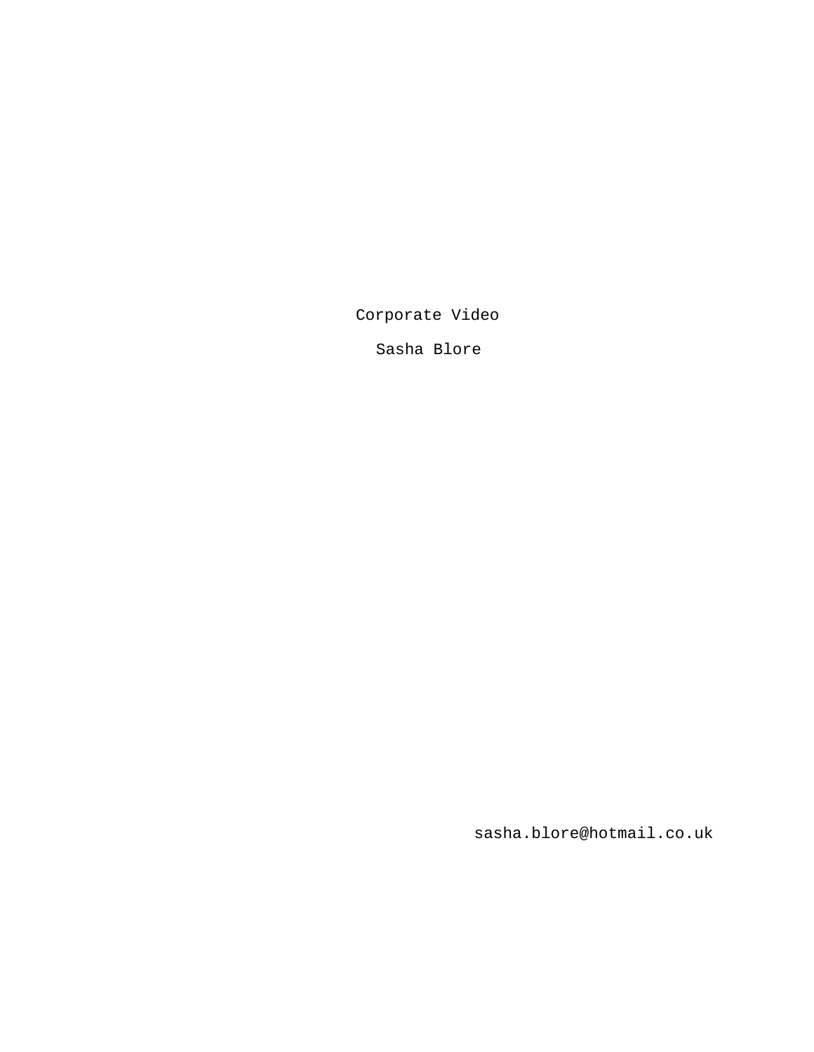Corporate Video

Sasha Blore

sasha.blore@hotmail.co.uk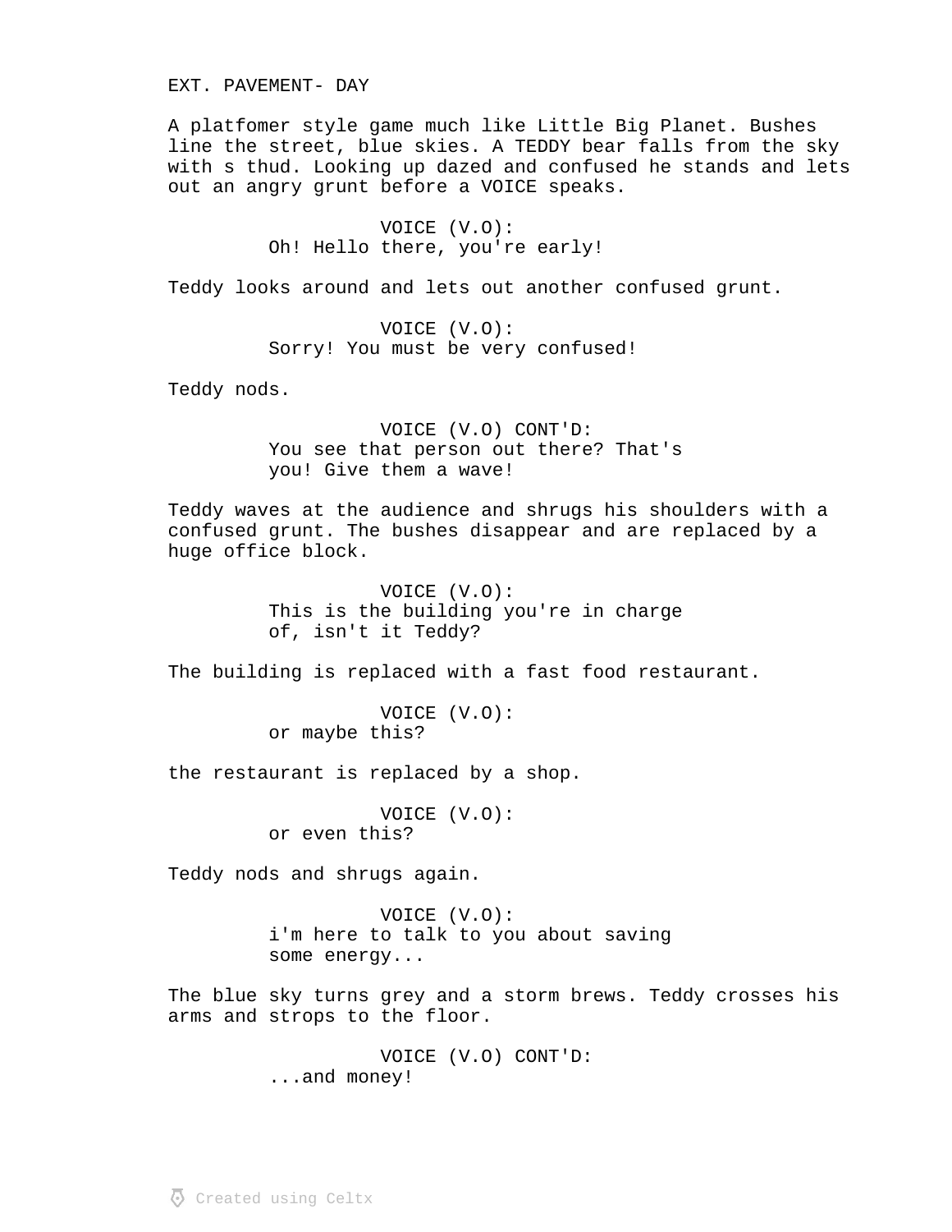EXT. PAVEMENT- DAY

A platfomer style game much like Little Big Planet. Bushes line the street, blue skies. A TEDDY bear falls from the sky with s thud. Looking up dazed and confused he stands and lets out an angry grunt before a VOICE speaks.

VOICE (V.O):
Oh! Hello there, you're early!

Teddy looks around and lets out another confused grunt.

VOICE (V.O):
Sorry! You must be very confused!

Teddy nods.

VOICE (V.O) CONT'D:
You see that person out there? That's you! Give them a wave!

Teddy waves at the audience and shrugs his shoulders with a confused grunt. The bushes disappear and are replaced by a huge office block.

VOICE (V.O):
This is the building you're in charge of, isn't it Teddy?

The building is replaced with a fast food restaurant.

VOICE (V.O):
or maybe this?

the restaurant is replaced by a shop.

VOICE (V.O):
or even this?

Teddy nods and shrugs again.

VOICE (V.O):
i'm here to talk to you about saving some energy...

The blue sky turns grey and a storm brews. Teddy crosses his arms and strops to the floor.

VOICE (V.O) CONT'D:
...and money!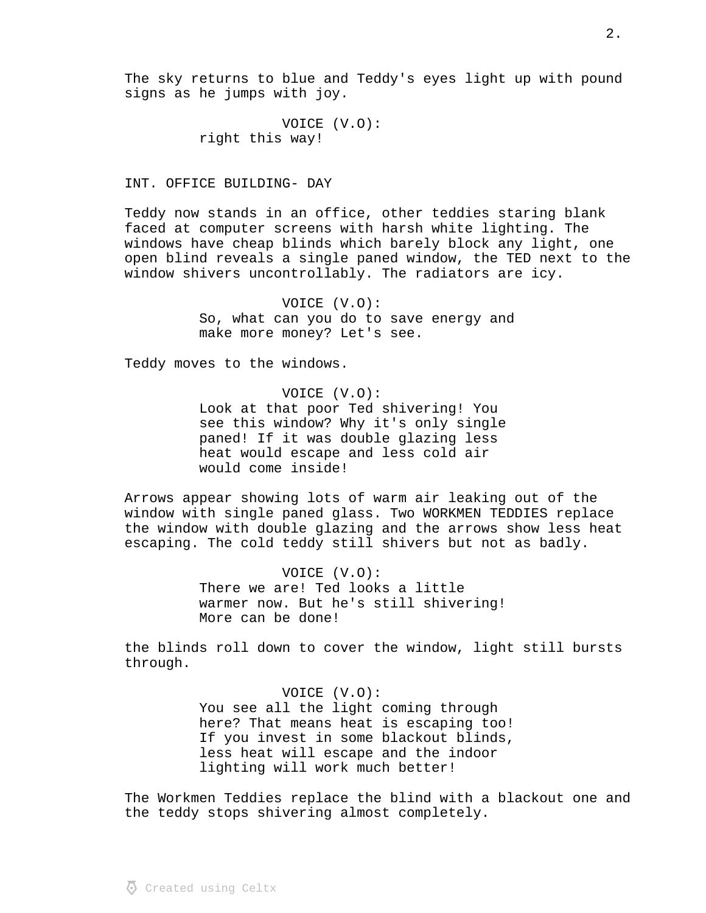The sky returns to blue and Teddy's eyes light up with pound signs as he jumps with joy.

VOICE (V.O):
right this way!

INT. OFFICE BUILDING- DAY

Teddy now stands in an office, other teddies staring blank faced at computer screens with harsh white lighting. The windows have cheap blinds which barely block any light, one open blind reveals a single paned window, the TED next to the window shivers uncontrollably. The radiators are icy.

VOICE (V.O):
So, what can you do to save energy and make more money? Let's see.

Teddy moves to the windows.

VOICE (V.O):
Look at that poor Ted shivering! You see this window? Why it's only single paned! If it was double glazing less heat would escape and less cold air would come inside!

Arrows appear showing lots of warm air leaking out of the window with single paned glass. Two WORKMEN TEDDIES replace the window with double glazing and the arrows show less heat escaping. The cold teddy still shivers but not as badly.

VOICE (V.O):
There we are! Ted looks a little warmer now. But he's still shivering! More can be done!

the blinds roll down to cover the window, light still bursts through.

VOICE (V.O):
You see all the light coming through here? That means heat is escaping too! If you invest in some blackout blinds, less heat will escape and the indoor lighting will work much better!

The Workmen Teddies replace the blind with a blackout one and the teddy stops shivering almost completely.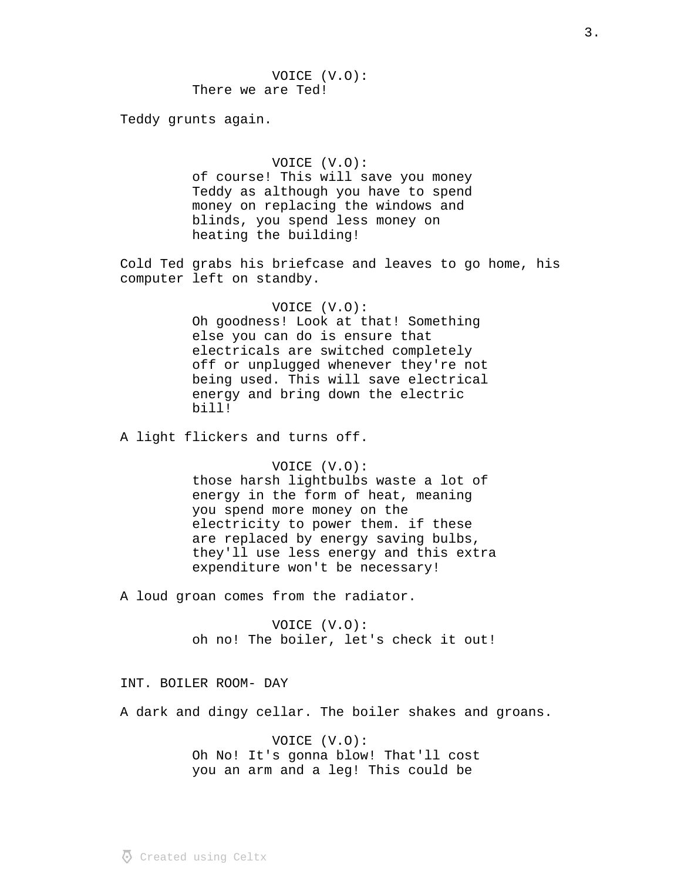VOICE (V.O):
There we are Ted!

Teddy grunts again.

VOICE (V.O):
of course! This will save you money Teddy as although you have to spend money on replacing the windows and blinds, you spend less money on heating the building!

Cold Ted grabs his briefcase and leaves to go home, his computer left on standby.

VOICE (V.O):
Oh goodness! Look at that! Something else you can do is ensure that electricals are switched completely off or unplugged whenever they're not being used. This will save electrical energy and bring down the electric bill!

A light flickers and turns off.

VOICE (V.O):
those harsh lightbulbs waste a lot of energy in the form of heat, meaning you spend more money on the electricity to power them. if these are replaced by energy saving bulbs, they'll use less energy and this extra expenditure won't be necessary!

A loud groan comes from the radiator.

VOICE (V.O):
oh no! The boiler, let's check it out!

INT. BOILER ROOM- DAY

A dark and dingy cellar. The boiler shakes and groans.

VOICE (V.O):
Oh No! It's gonna blow! That'll cost you an arm and a leg! This could be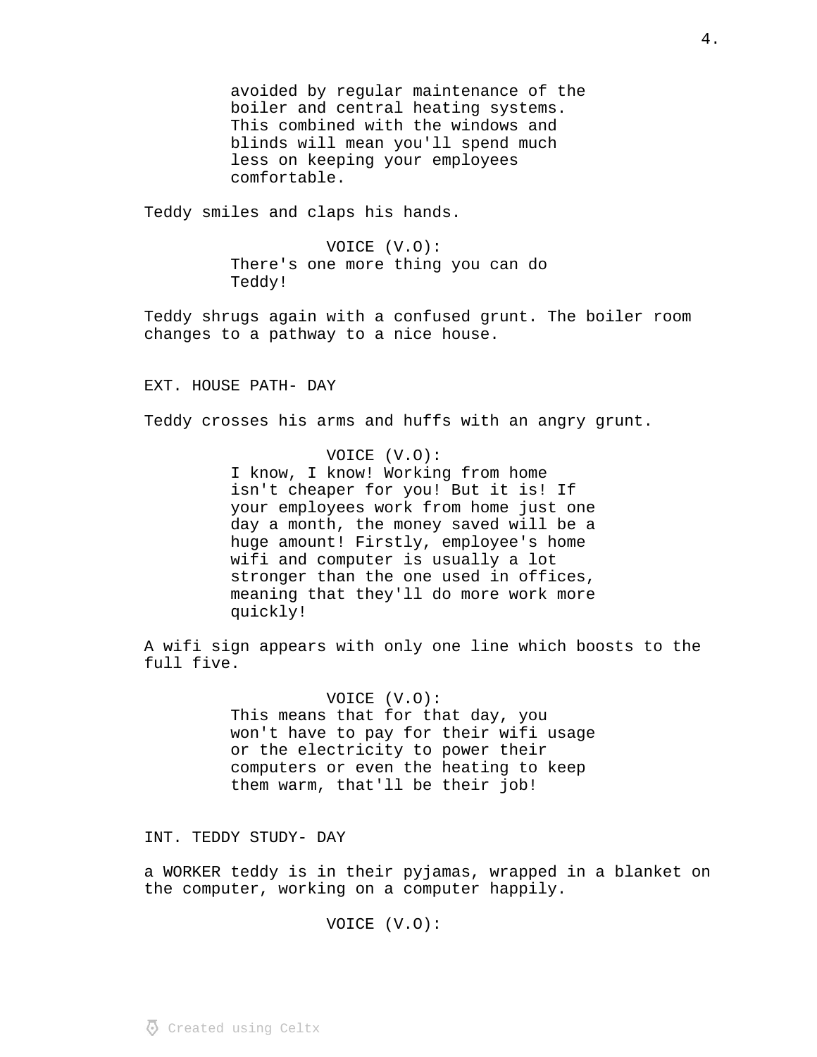avoided by regular maintenance of the boiler and central heating systems. This combined with the windows and blinds will mean you'll spend much less on keeping your employees comfortable.

Teddy smiles and claps his hands.

VOICE (V.O):
There's one more thing you can do Teddy!

Teddy shrugs again with a confused grunt. The boiler room changes to a pathway to a nice house.

EXT. HOUSE PATH- DAY

Teddy crosses his arms and huffs with an angry grunt.

VOICE (V.O):
I know, I know! Working from home isn't cheaper for you! But it is! If your employees work from home just one day a month, the money saved will be a huge amount! Firstly, employee's home wifi and computer is usually a lot stronger than the one used in offices, meaning that they'll do more work more quickly!

A wifi sign appears with only one line which boosts to the full five.

VOICE (V.O):
This means that for that day, you won't have to pay for their wifi usage or the electricity to power their computers or even the heating to keep them warm, that'll be their job!

INT. TEDDY STUDY- DAY

a WORKER teddy is in their pyjamas, wrapped in a blanket on the computer, working on a computer happily.

VOICE (V.O):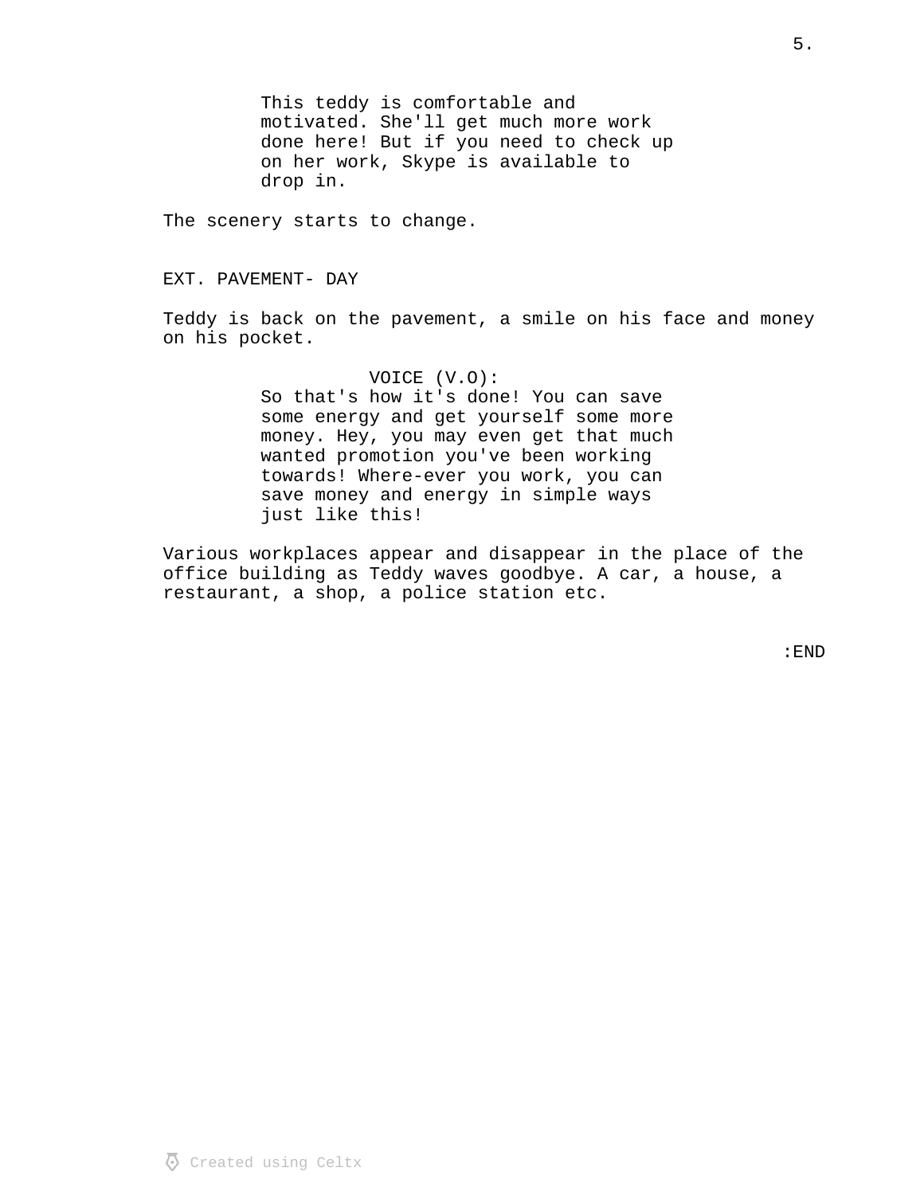This teddy is comfortable and motivated. She'll get much more work done here! But if you need to check up on her work, Skype is available to drop in.

The scenery starts to change.

EXT. PAVEMENT- DAY

Teddy is back on the pavement, a smile on his face and money on his pocket.

VOICE (V.O):

So that's how it's done! You can save some energy and get yourself some more money. Hey, you may even get that much wanted promotion you've been working towards! Where-ever you work, you can save money and energy in simple ways just like this!

Various workplaces appear and disappear in the place of the office building as Teddy waves goodbye. A car, a house, a restaurant, a shop, a police station etc.

:END